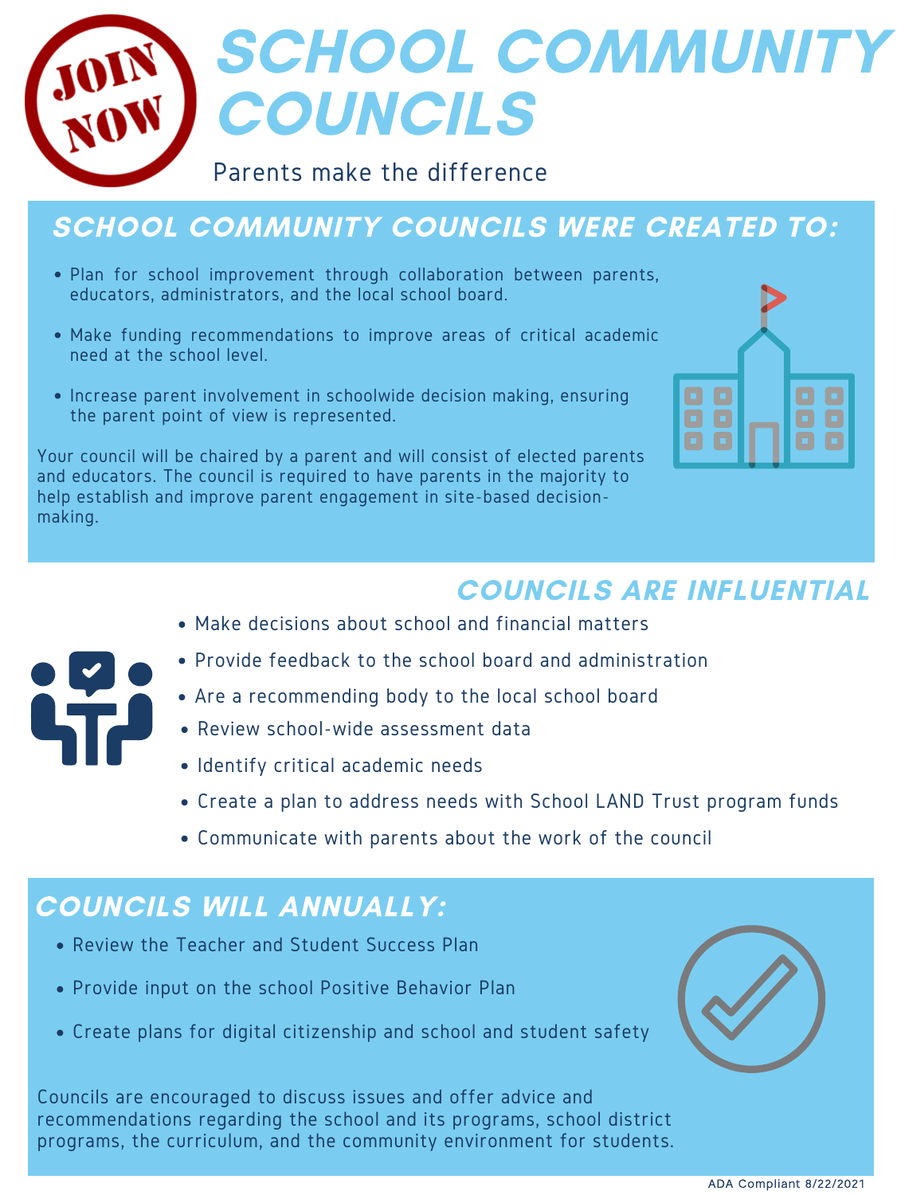JOIN NOW

# SCHOOL COMMUNITY COUNCILS

Parents make the difference

## SCHOOL COMMUNITY COUNCILS WERE CREATED TO:

- Plan for school improvement through collaboration between parents, educators, administrators, and the local school board.
- Make funding recommendations to improve areas of critical academic need at the school level.
- Increase parent involvement in schoolwide decision making, ensuring the parent point of view is represented.

Your council will be chaired by a parent and will consist of elected parents and educators. The council is required to have parents in the majority to help establish and improve parent engagement in site-based decision-making.

## COUNCILS ARE INFLUENTIAL

- Make decisions about school and financial matters
- Provide feedback to the school board and administration
- Are a recommending body to the local school board
- Review school-wide assessment data
- Identify critical academic needs
- Create a plan to address needs with School LAND Trust program funds
- Communicate with parents about the work of the council

## COUNCILS WILL ANNUALLY:

- Review the Teacher and Student Success Plan
- Provide input on the school Positive Behavior Plan
- Create plans for digital citizenship and school and student safety

Councils are encouraged to discuss issues and offer advice and recommendations regarding the school and its programs, school district programs, the curriculum, and the community environment for students.

ADA Compliant 8/22/2021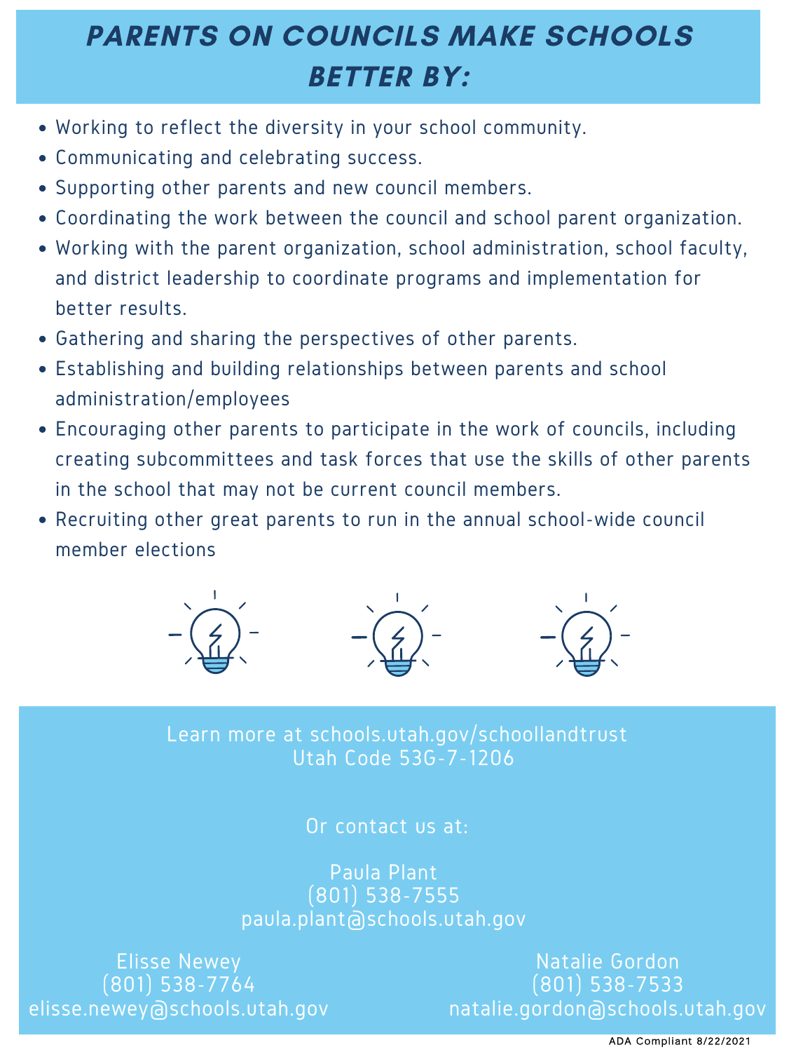# PARENTS ON COUNCILS MAKE SCHOOLS BETTER BY:

- Working to reflect the diversity in your school community.
- Communicating and celebrating success.
- Supporting other parents and new council members.
- Coordinating the work between the council and school parent organization.
- Working with the parent organization, school administration, school faculty, and district leadership to coordinate programs and implementation for better results.
- Gathering and sharing the perspectives of other parents.
- Establishing and building relationships between parents and school administration/employees
- Encouraging other parents to participate in the work of councils, including creating subcommittees and task forces that use the skills of other parents in the school that may not be current council members.
- Recruiting other great parents to run in the annual school-wide council member elections

Learn more at schools.utah.gov/schoollandtrust
Utah Code 53G-7-1206

Or contact us at:

Paula Plant
(801) 538-7555
paula.plant@schools.utah.gov

Elisse Newey
(801) 538-7764
elisse.newey@schools.utah.gov

Natalie Gordon
(801) 538-7533
natalie.gordon@schools.utah.gov

ADA Compliant 8/22/2021